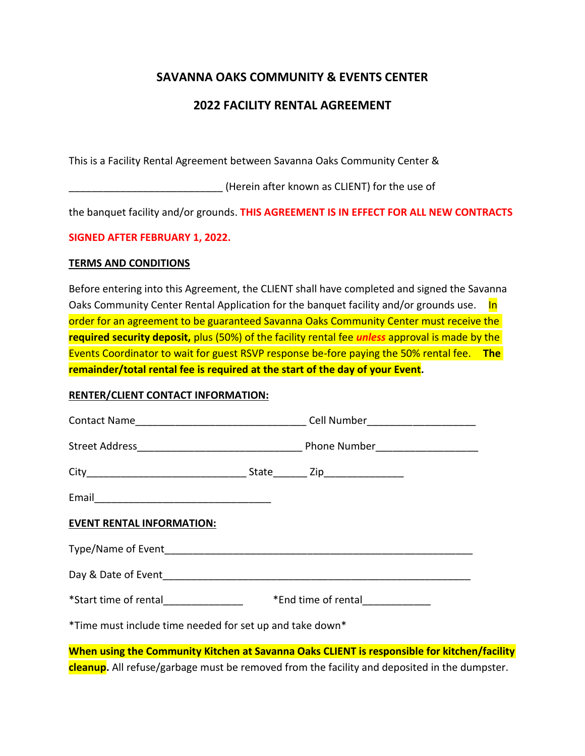# SAVANNA OAKS COMMUNITY & EVENTS CENTER

## 2022 FACILITY RENTAL AGREEMENT

This is a Facility Rental Agreement between Savanna Oaks Community Center &

___________________________ (Herein after known as CLIENT) for the use of

the banquet facility and/or grounds. **THIS AGREEMENT IS IN EFFECT FOR ALL NEW CONTRACTS SIGNED AFTER FEBRUARY 1, 2022.**

**TERMS AND CONDITIONS**

Before entering into this Agreement, the CLIENT shall have completed and signed the Savanna Oaks Community Center Rental Application for the banquet facility and/or grounds use. In order for an agreement to be guaranteed Savanna Oaks Community Center must receive the **required security deposit,** plus (50%) of the facility rental fee ***unless*** approval is made by the Events Coordinator to wait for guest RSVP response be-fore paying the 50% rental fee. **The remainder/total rental fee is required at the start of the day of your Event.**

**RENTER/CLIENT CONTACT INFORMATION:**

Contact Name______________________________ Cell Number___________________

Street Address_____________________________ Phone Number__________________

City___________________________ State______ Zip______________

Email_______________________________

**EVENT RENTAL INFORMATION:**

Type/Name of Event_______________________________________________________

Day & Date of Event_______________________________________________________

*Start time of rental______________ *End time of rental____________

*Time must include time needed for set up and take down*

**When using the Community Kitchen at Savanna Oaks CLIENT is responsible for kitchen/facility cleanup.** All refuse/garbage must be removed from the facility and deposited in the dumpster.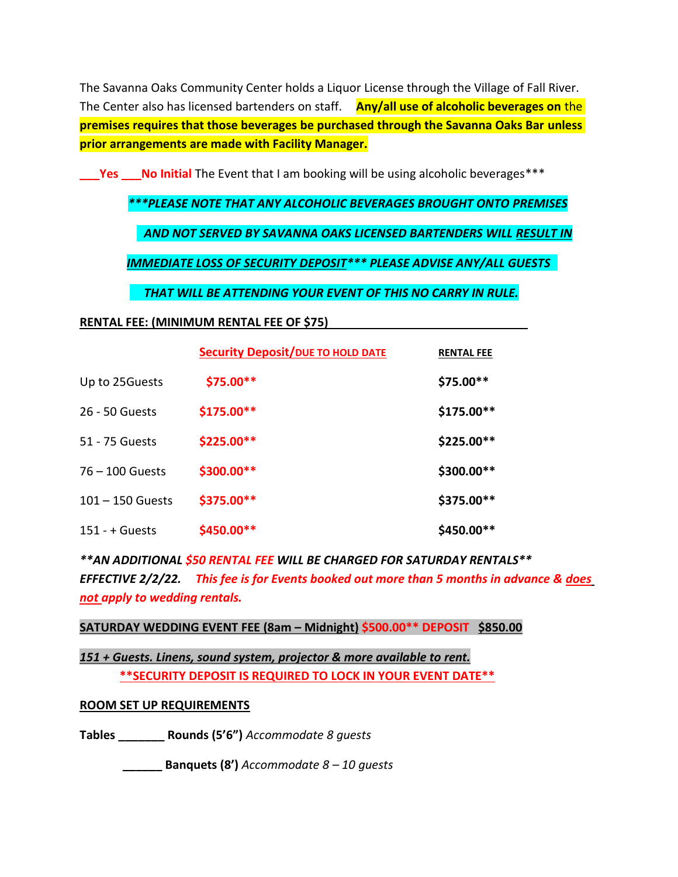The Savanna Oaks Community Center holds a Liquor License through the Village of Fall River. The Center also has licensed bartenders on staff. **Any/all use of alcoholic beverages on the premises requires that those beverages be purchased through the Savanna Oaks Bar unless prior arrangements are made with Facility Manager.**

**___Yes ___No Initial** The Event that I am booking will be using alcoholic beverages***

***\*\*\*PLEASE NOTE THAT ANY ALCOHOLIC BEVERAGES BROUGHT ONTO PREMISES AND NOT SERVED BY SAVANNA OAKS LICENSED BARTENDERS WILL RESULT IN IMMEDIATE LOSS OF SECURITY DEPOSIT\*\*\* PLEASE ADVISE ANY/ALL GUESTS THAT WILL BE ATTENDING YOUR EVENT OF THIS NO CARRY IN RULE.***

**RENTAL FEE: (MINIMUM RENTAL FEE OF $75)**

| | Security Deposit/DUE TO HOLD DATE | RENTAL FEE |
|---|---|---|
| Up to 25Guests | **$75.00\*\*** | **$75.00\*\*** |
| 26 - 50 Guests | **$175.00\*\*** | **$175.00\*\*** |
| 51 - 75 Guests | **$225.00\*\*** | **$225.00\*\*** |
| 76 – 100 Guests | **$300.00\*\*** | **$300.00\*\*** |
| 101 – 150 Guests | **$375.00\*\*** | **$375.00\*\*** |
| 151 - + Guests | **$450.00\*\*** | **$450.00\*\*** |

***\*\*AN ADDITIONAL $50 RENTAL FEE WILL BE CHARGED FOR SATURDAY RENTALS\*\* EFFECTIVE 2/2/22.** This fee is for Events booked out more than 5 months in advance & does not apply to wedding rentals.*

**SATURDAY WEDDING EVENT FEE (8am – Midnight) $500.00\*\* DEPOSIT $850.00**

***151 + Guests. Linens, sound system, projector & more available to rent.***

**\*\*SECURITY DEPOSIT IS REQUIRED TO LOCK IN YOUR EVENT DATE\*\***

**ROOM SET UP REQUIREMENTS**

**Tables _______ Rounds (5'6")** *Accommodate 8 guests*

**______ Banquets (8')** *Accommodate 8 – 10 guests*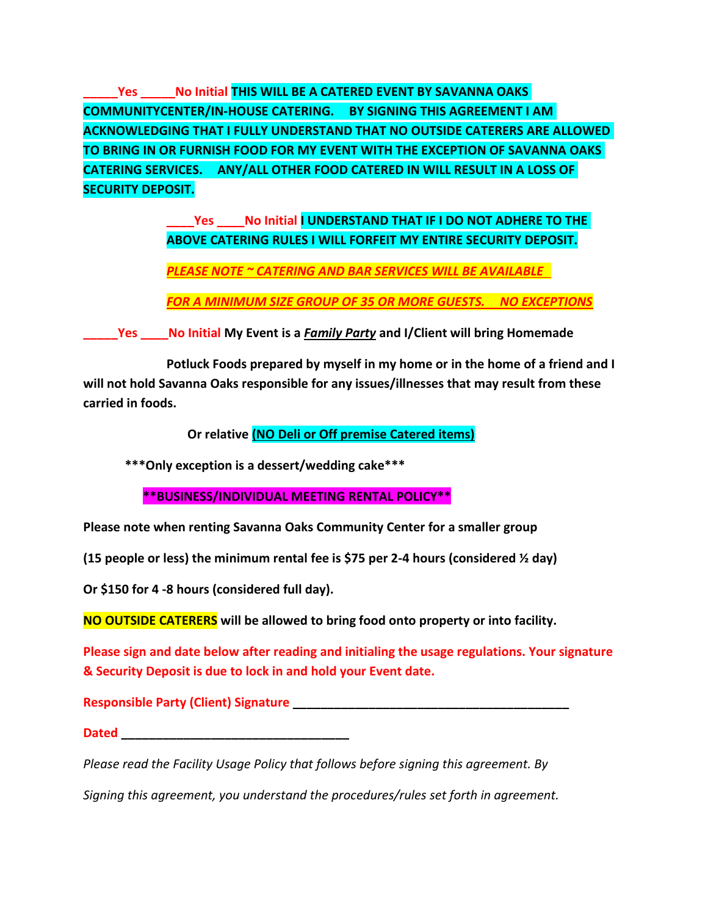**_____Yes _____No Initial THIS WILL BE A CATERED EVENT BY SAVANNA OAKS COMMUNITYCENTER/IN-HOUSE CATERING. BY SIGNING THIS AGREEMENT I AM ACKNOWLEDGING THAT I FULLY UNDERSTAND THAT NO OUTSIDE CATERERS ARE ALLOWED TO BRING IN OR FURNISH FOOD FOR MY EVENT WITH THE EXCEPTION OF SAVANNA OAKS CATERING SERVICES. ANY/ALL OTHER FOOD CATERED IN WILL RESULT IN A LOSS OF SECURITY DEPOSIT.**

**____Yes ____No Initial I UNDERSTAND THAT IF I DO NOT ADHERE TO THE ABOVE CATERING RULES I WILL FORFEIT MY ENTIRE SECURITY DEPOSIT.**

***PLEASE NOTE ~ CATERING AND BAR SERVICES WILL BE AVAILABLE FOR A MINIMUM SIZE GROUP OF 35 OR MORE GUESTS. NO EXCEPTIONS***

**_____Yes ____No Initial My Event is a *Family Party* and I/Client will bring Homemade Potluck Foods prepared by myself in my home or in the home of a friend and I will not hold Savanna Oaks responsible for any issues/illnesses that may result from these carried in foods.**

**Or relative (NO Deli or Off premise Catered items)**

**\*\*\*Only exception is a dessert/wedding cake\*\*\***

**\*\*BUSINESS/INDIVIDUAL MEETING RENTAL POLICY\*\***

**Please note when renting Savanna Oaks Community Center for a smaller group (15 people or less) the minimum rental fee is $75 per 2-4 hours (considered ½ day) Or $150 for 4 -8 hours (considered full day).**

**NO OUTSIDE CATERERS will be allowed to bring food onto property or into facility.**

**Please sign and date below after reading and initialing the usage regulations. Your signature & Security Deposit is due to lock in and hold your Event date.**

**Responsible Party (Client) Signature _________________________________________**

**Dated _________________________________**

*Please read the Facility Usage Policy that follows before signing this agreement. By Signing this agreement, you understand the procedures/rules set forth in agreement.*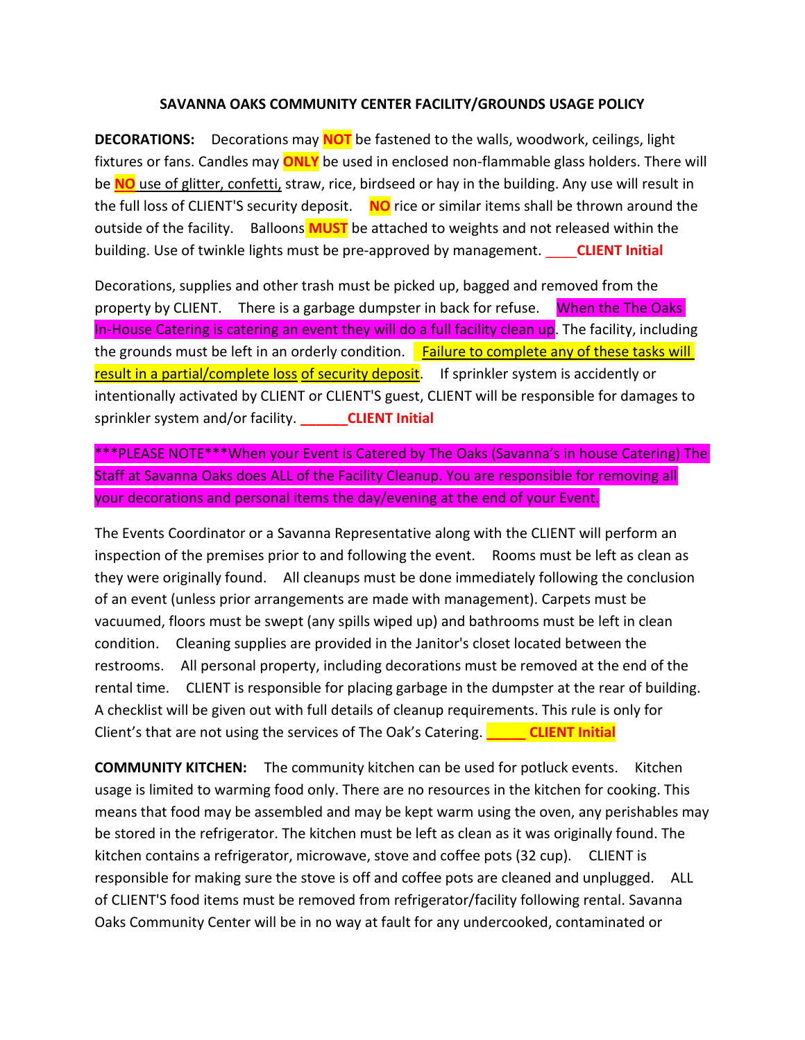# SAVANNA OAKS COMMUNITY CENTER FACILITY/GROUNDS USAGE POLICY

**DECORATIONS:** Decorations may **NOT** be fastened to the walls, woodwork, ceilings, light fixtures or fans. Candles may **ONLY** be used in enclosed non-flammable glass holders. There will be **NO** use of glitter, confetti, straw, rice, birdseed or hay in the building. Any use will result in the full loss of CLIENT'S security deposit. **NO** rice or similar items shall be thrown around the outside of the facility. Balloons **MUST** be attached to weights and not released within the building. Use of twinkle lights must be pre-approved by management. ____**CLIENT Initial**

Decorations, supplies and other trash must be picked up, bagged and removed from the property by CLIENT. There is a garbage dumpster in back for refuse. When the The Oaks In-House Catering is catering an event they will do a full facility clean up. The facility, including the grounds must be left in an orderly condition. Failure to complete any of these tasks will result in a partial/complete loss of security deposit. If sprinkler system is accidently or intentionally activated by CLIENT or CLIENT'S guest, CLIENT will be responsible for damages to sprinkler system and/or facility. ______**CLIENT Initial**

***PLEASE NOTE***When your Event is Catered by The Oaks (Savanna's in house Catering) The Staff at Savanna Oaks does ALL of the Facility Cleanup. You are responsible for removing all your decorations and personal items the day/evening at the end of your Event.

The Events Coordinator or a Savanna Representative along with the CLIENT will perform an inspection of the premises prior to and following the event. Rooms must be left as clean as they were originally found. All cleanups must be done immediately following the conclusion of an event (unless prior arrangements are made with management). Carpets must be vacuumed, floors must be swept (any spills wiped up) and bathrooms must be left in clean condition. Cleaning supplies are provided in the Janitor's closet located between the restrooms. All personal property, including decorations must be removed at the end of the rental time. CLIENT is responsible for placing garbage in the dumpster at the rear of building. A checklist will be given out with full details of cleanup requirements. This rule is only for Client's that are not using the services of The Oak's Catering. _____ **CLIENT Initial**

**COMMUNITY KITCHEN:** The community kitchen can be used for potluck events. Kitchen usage is limited to warming food only. There are no resources in the kitchen for cooking. This means that food may be assembled and may be kept warm using the oven, any perishables may be stored in the refrigerator. The kitchen must be left as clean as it was originally found. The kitchen contains a refrigerator, microwave, stove and coffee pots (32 cup). CLIENT is responsible for making sure the stove is off and coffee pots are cleaned and unplugged. ALL of CLIENT'S food items must be removed from refrigerator/facility following rental. Savanna Oaks Community Center will be in no way at fault for any undercooked, contaminated or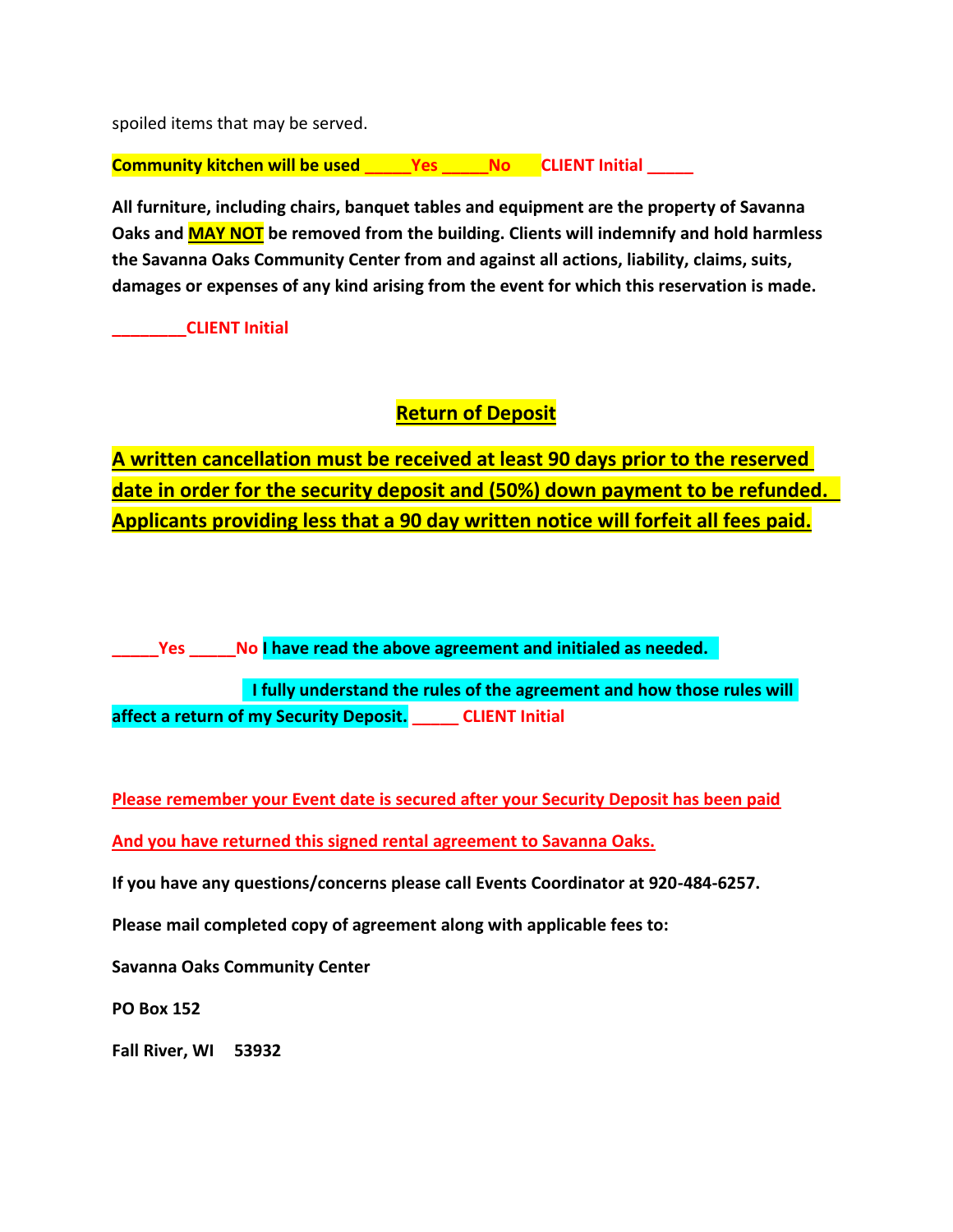spoiled items that may be served.

**Community kitchen will be used _____Yes _____No CLIENT Initial _____**

**All furniture, including chairs, banquet tables and equipment are the property of Savanna Oaks and MAY NOT be removed from the building. Clients will indemnify and hold harmless the Savanna Oaks Community Center from and against all actions, liability, claims, suits, damages or expenses of any kind arising from the event for which this reservation is made.**

**________CLIENT Initial**

## Return of Deposit

**A written cancellation must be received at least 90 days prior to the reserved date in order for the security deposit and (50%) down payment to be refunded. Applicants providing less that a 90 day written notice will forfeit all fees paid.**

**_____Yes _____No I have read the above agreement and initialed as needed.**

**I fully understand the rules of the agreement and how those rules will affect a return of my Security Deposit. _____ CLIENT Initial**

**Please remember your Event date is secured after your Security Deposit has been paid**

**And you have returned this signed rental agreement to Savanna Oaks.**

**If you have any questions/concerns please call Events Coordinator at 920-484-6257.**

**Please mail completed copy of agreement along with applicable fees to:**

**Savanna Oaks Community Center**

**PO Box 152**

**Fall River, WI 53932**